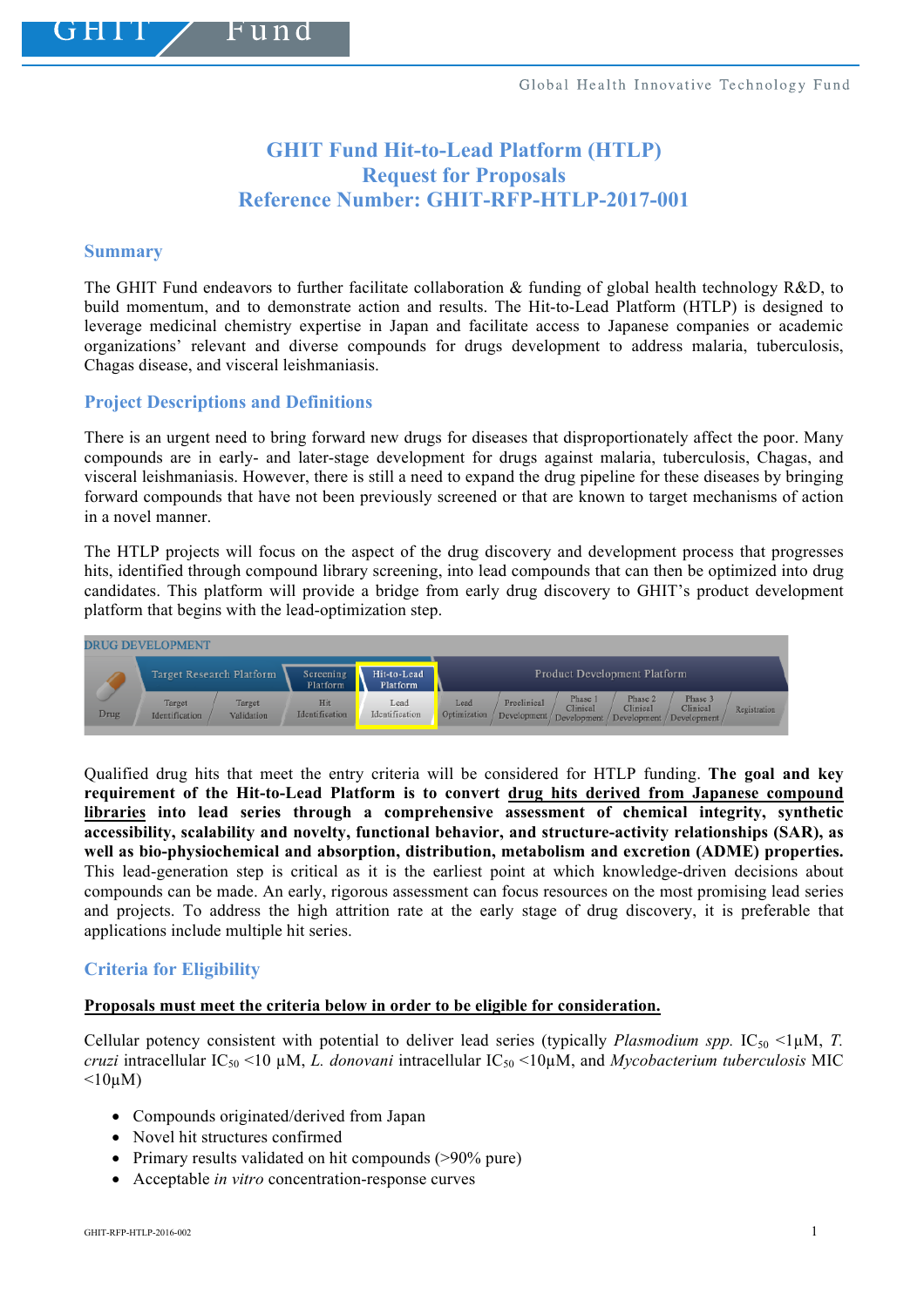# GHIT Fund Hit-to-Lead Platform (HTLP)
# Request for Proposals
# Reference Number: GHIT-RFP-HTLP-2017-001

## Summary

The GHIT Fund endeavors to further facilitate collaboration & funding of global health technology R&D, to build momentum, and to demonstrate action and results. The Hit-to-Lead Platform (HTLP) is designed to leverage medicinal chemistry expertise in Japan and facilitate access to Japanese companies or academic organizations' relevant and diverse compounds for drugs development to address malaria, tuberculosis, Chagas disease, and visceral leishmaniasis.

## Project Descriptions and Definitions

There is an urgent need to bring forward new drugs for diseases that disproportionately affect the poor. Many compounds are in early- and later-stage development for drugs against malaria, tuberculosis, Chagas, and visceral leishmaniasis. However, there is still a need to expand the drug pipeline for these diseases by bringing forward compounds that have not been previously screened or that are known to target mechanisms of action in a novel manner.

The HTLP projects will focus on the aspect of the drug discovery and development process that progresses hits, identified through compound library screening, into lead compounds that can then be optimized into drug candidates. This platform will provide a bridge from early drug discovery to GHIT's product development platform that begins with the lead-optimization step.

DRUG DEVELOPMENT

| | Target Research Platform | | Screening Platform | Hit-to-Lead Platform | Product Development Platform | | | | | |
|---|---|---|---|---|---|---|---|---|---|---|
| Drug | Target Identification | Target Validation | Hit Identification | Lead Identification | Lead Optimization | Preclinical Development | Phase 1 Clinical Development | Phase 2 Clinical Development | Phase 3 Clinical Development | Registration |

Qualified drug hits that meet the entry criteria will be considered for HTLP funding. **The goal and key requirement of the Hit-to-Lead Platform is to convert <u>drug hits derived from Japanese compound libraries</u> into lead series through a comprehensive assessment of chemical integrity, synthetic accessibility, scalability and novelty, functional behavior, and structure-activity relationships (SAR), as well as bio-physiochemical and absorption, distribution, metabolism and excretion (ADME) properties.** This lead-generation step is critical as it is the earliest point at which knowledge-driven decisions about compounds can be made. An early, rigorous assessment can focus resources on the most promising lead series and projects. To address the high attrition rate at the early stage of drug discovery, it is preferable that applications include multiple hit series.

## Criteria for Eligibility

**<u>Proposals must meet the criteria below in order to be eligible for consideration.</u>**

Cellular potency consistent with potential to deliver lead series (typically *Plasmodium spp.* $IC_{50}$ <1µM, *T. cruzi* intracellular $IC_{50}$ <10 µM, *L. donovani* intracellular $IC_{50}$ <10µM, and *Mycobacterium tuberculosis* MIC <10µM)

- Compounds originated/derived from Japan
- Novel hit structures confirmed
- Primary results validated on hit compounds (>90% pure)
- Acceptable *in vitro* concentration-response curves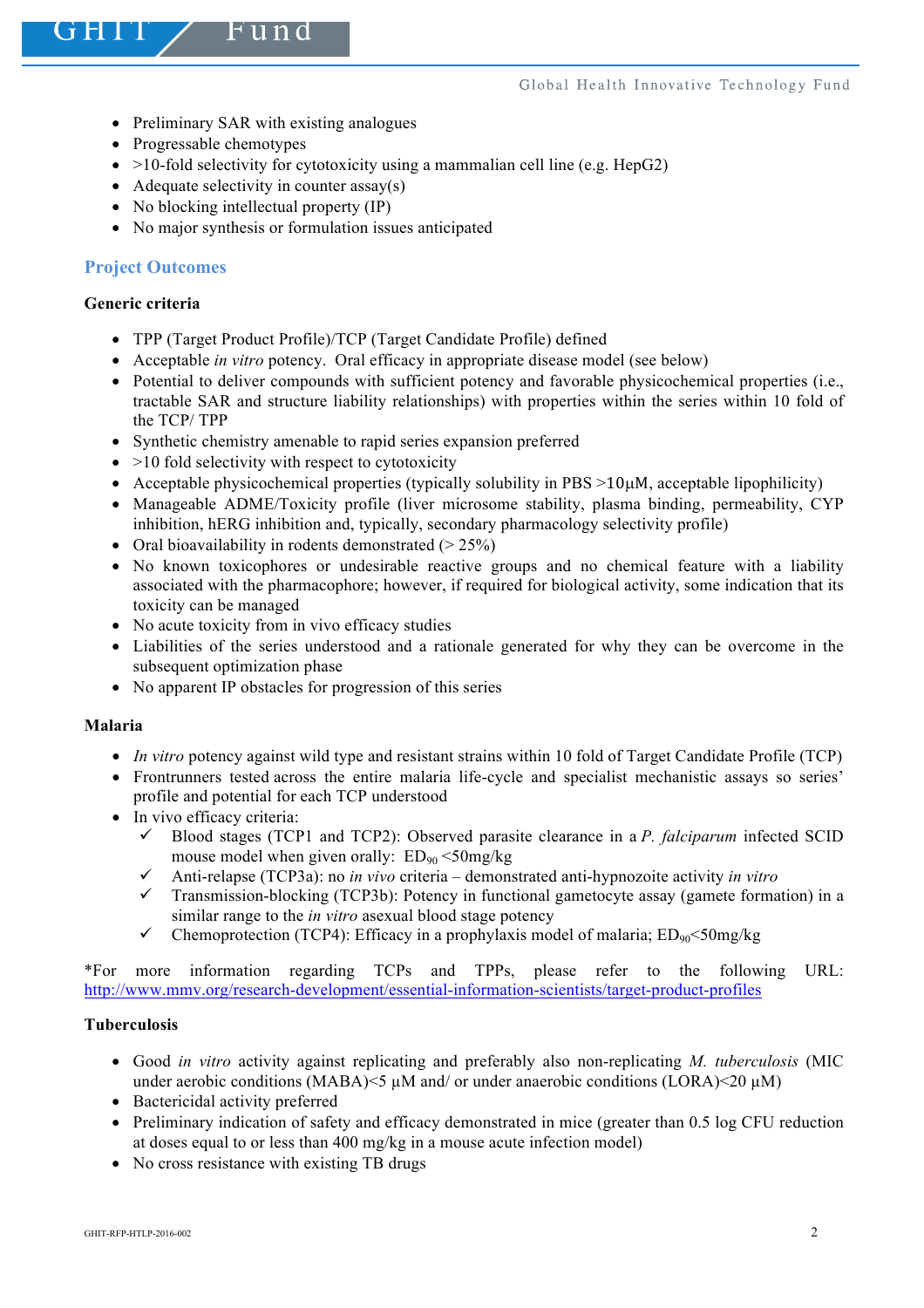- Preliminary SAR with existing analogues
- Progressable chemotypes
- >10-fold selectivity for cytotoxicity using a mammalian cell line (e.g. HepG2)
- Adequate selectivity in counter assay(s)
- No blocking intellectual property (IP)
- No major synthesis or formulation issues anticipated

## Project Outcomes

**Generic criteria**

- TPP (Target Product Profile)/TCP (Target Candidate Profile) defined
- Acceptable *in vitro* potency. Oral efficacy in appropriate disease model (see below)
- Potential to deliver compounds with sufficient potency and favorable physicochemical properties (i.e., tractable SAR and structure liability relationships) with properties within the series within 10 fold of the TCP/ TPP
- Synthetic chemistry amenable to rapid series expansion preferred
- >10 fold selectivity with respect to cytotoxicity
- Acceptable physicochemical properties (typically solubility in PBS >10µM, acceptable lipophilicity)
- Manageable ADME/Toxicity profile (liver microsome stability, plasma binding, permeability, CYP inhibition, hERG inhibition and, typically, secondary pharmacology selectivity profile)
- Oral bioavailability in rodents demonstrated (> 25%)
- No known toxicophores or undesirable reactive groups and no chemical feature with a liability associated with the pharmacophore; however, if required for biological activity, some indication that its toxicity can be managed
- No acute toxicity from in vivo efficacy studies
- Liabilities of the series understood and a rationale generated for why they can be overcome in the subsequent optimization phase
- No apparent IP obstacles for progression of this series

**Malaria**

- *In vitro* potency against wild type and resistant strains within 10 fold of Target Candidate Profile (TCP)
- Frontrunners tested across the entire malaria life-cycle and specialist mechanistic assays so series' profile and potential for each TCP understood
- In vivo efficacy criteria:
  - ✓ Blood stages (TCP1 and TCP2): Observed parasite clearance in a *P. falciparum* infected SCID mouse model when given orally: $ED_{90}$ <50mg/kg
  - ✓ Anti-relapse (TCP3a): no *in vivo* criteria – demonstrated anti-hypnozoite activity *in vitro*
  - ✓ Transmission-blocking (TCP3b): Potency in functional gametocyte assay (gamete formation) in a similar range to the *in vitro* asexual blood stage potency
  - ✓ Chemoprotection (TCP4): Efficacy in a prophylaxis model of malaria; $ED_{90}$<50mg/kg

*For more information regarding TCPs and TPPs, please refer to the following URL: http://www.mmv.org/research-development/essential-information-scientists/target-product-profiles

**Tuberculosis**

- Good *in vitro* activity against replicating and preferably also non-replicating *M. tuberculosis* (MIC under aerobic conditions (MABA)<5 µM and/ or under anaerobic conditions (LORA)<20 µM)
- Bactericidal activity preferred
- Preliminary indication of safety and efficacy demonstrated in mice (greater than 0.5 log CFU reduction at doses equal to or less than 400 mg/kg in a mouse acute infection model)
- No cross resistance with existing TB drugs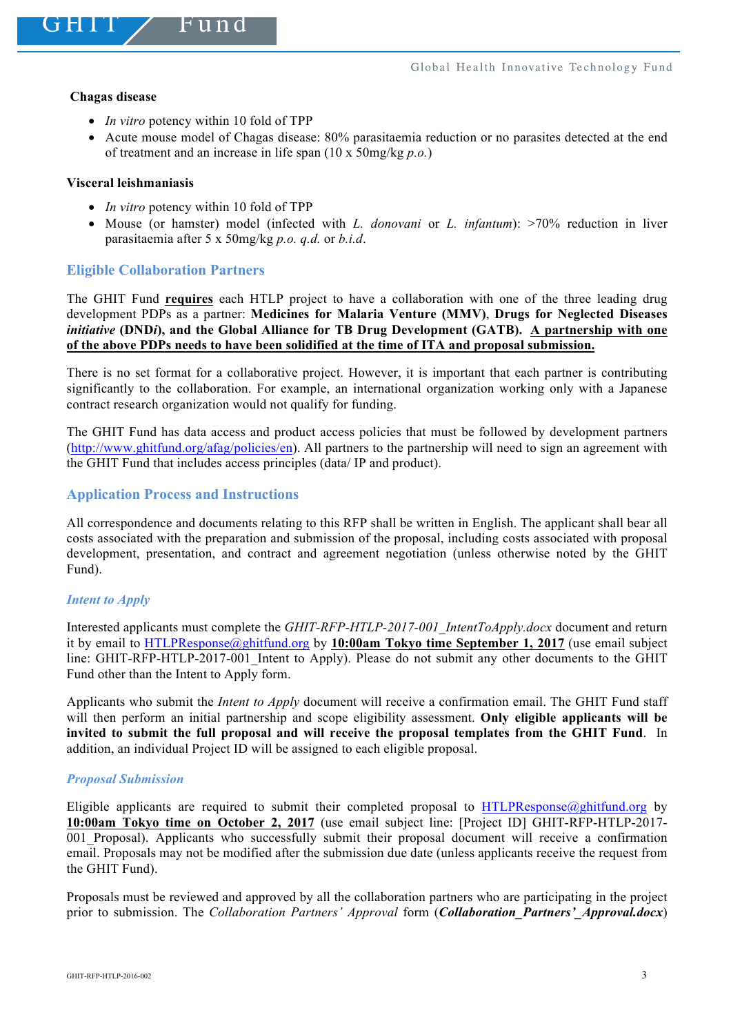**Chagas disease**

- *In vitro* potency within 10 fold of TPP
- Acute mouse model of Chagas disease: 80% parasitaemia reduction or no parasites detected at the end of treatment and an increase in life span (10 x 50mg/kg *p.o.*)

**Visceral leishmaniasis**

- *In vitro* potency within 10 fold of TPP
- Mouse (or hamster) model (infected with *L. donovani* or *L. infantum*): >70% reduction in liver parasitaemia after 5 x 50mg/kg *p.o. q.d.* or *b.i.d*.

## Eligible Collaboration Partners

The GHIT Fund **requires** each HTLP project to have a collaboration with one of the three leading drug development PDPs as a partner: **Medicines for Malaria Venture (MMV)**, **Drugs for Neglected Diseases *initiative* (DND*i*), and the Global Alliance for TB Drug Development (GATB). A partnership with one of the above PDPs needs to have been solidified at the time of ITA and proposal submission.**

There is no set format for a collaborative project. However, it is important that each partner is contributing significantly to the collaboration. For example, an international organization working only with a Japanese contract research organization would not qualify for funding.

The GHIT Fund has data access and product access policies that must be followed by development partners (http://www.ghitfund.org/afag/policies/en). All partners to the partnership will need to sign an agreement with the GHIT Fund that includes access principles (data/ IP and product).

## Application Process and Instructions

All correspondence and documents relating to this RFP shall be written in English. The applicant shall bear all costs associated with the preparation and submission of the proposal, including costs associated with proposal development, presentation, and contract and agreement negotiation (unless otherwise noted by the GHIT Fund).

### *Intent to Apply*

Interested applicants must complete the *GHIT-RFP-HTLP-2017-001_IntentToApply.docx* document and return it by email to HTLPResponse@ghitfund.org by **10:00am Tokyo time September 1, 2017** (use email subject line: GHIT-RFP-HTLP-2017-001_Intent to Apply). Please do not submit any other documents to the GHIT Fund other than the Intent to Apply form.

Applicants who submit the *Intent to Apply* document will receive a confirmation email. The GHIT Fund staff will then perform an initial partnership and scope eligibility assessment. **Only eligible applicants will be invited to submit the full proposal and will receive the proposal templates from the GHIT Fund**. In addition, an individual Project ID will be assigned to each eligible proposal.

### *Proposal Submission*

Eligible applicants are required to submit their completed proposal to HTLPResponse@ghitfund.org by **10:00am Tokyo time on October 2, 2017** (use email subject line: [Project ID] GHIT-RFP-HTLP-2017-001_Proposal). Applicants who successfully submit their proposal document will receive a confirmation email. Proposals may not be modified after the submission due date (unless applicants receive the request from the GHIT Fund).

Proposals must be reviewed and approved by all the collaboration partners who are participating in the project prior to submission. The *Collaboration Partners' Approval* form (***Collaboration_Partners'_Approval.docx***)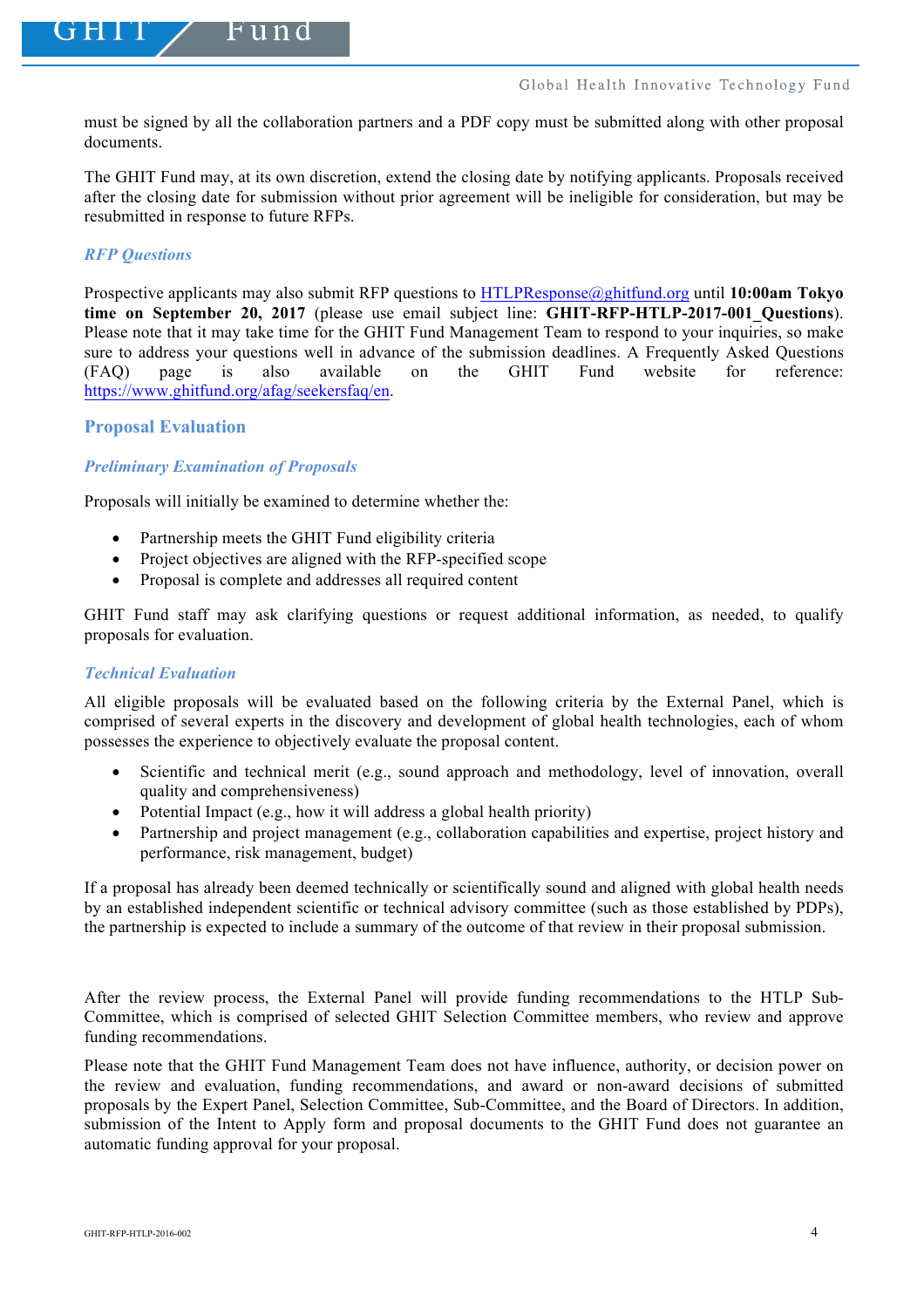must be signed by all the collaboration partners and a PDF copy must be submitted along with other proposal documents.

The GHIT Fund may, at its own discretion, extend the closing date by notifying applicants. Proposals received after the closing date for submission without prior agreement will be ineligible for consideration, but may be resubmitted in response to future RFPs.

### *RFP Questions*

Prospective applicants may also submit RFP questions to HTLPResponse@ghitfund.org until **10:00am Tokyo time on September 20, 2017** (please use email subject line: **GHIT-RFP-HTLP-2017-001_Questions**). Please note that it may take time for the GHIT Fund Management Team to respond to your inquiries, so make sure to address your questions well in advance of the submission deadlines. A Frequently Asked Questions (FAQ) page is also available on the GHIT Fund website for reference: https://www.ghitfund.org/afag/seekersfaq/en.

## Proposal Evaluation

### *Preliminary Examination of Proposals*

Proposals will initially be examined to determine whether the:

- Partnership meets the GHIT Fund eligibility criteria
- Project objectives are aligned with the RFP-specified scope
- Proposal is complete and addresses all required content

GHIT Fund staff may ask clarifying questions or request additional information, as needed, to qualify proposals for evaluation.

### *Technical Evaluation*

All eligible proposals will be evaluated based on the following criteria by the External Panel, which is comprised of several experts in the discovery and development of global health technologies, each of whom possesses the experience to objectively evaluate the proposal content.

- Scientific and technical merit (e.g., sound approach and methodology, level of innovation, overall quality and comprehensiveness)
- Potential Impact (e.g., how it will address a global health priority)
- Partnership and project management (e.g., collaboration capabilities and expertise, project history and performance, risk management, budget)

If a proposal has already been deemed technically or scientifically sound and aligned with global health needs by an established independent scientific or technical advisory committee (such as those established by PDPs), the partnership is expected to include a summary of the outcome of that review in their proposal submission.

After the review process, the External Panel will provide funding recommendations to the HTLP Sub-Committee, which is comprised of selected GHIT Selection Committee members, who review and approve funding recommendations.

Please note that the GHIT Fund Management Team does not have influence, authority, or decision power on the review and evaluation, funding recommendations, and award or non-award decisions of submitted proposals by the Expert Panel, Selection Committee, Sub-Committee, and the Board of Directors. In addition, submission of the Intent to Apply form and proposal documents to the GHIT Fund does not guarantee an automatic funding approval for your proposal.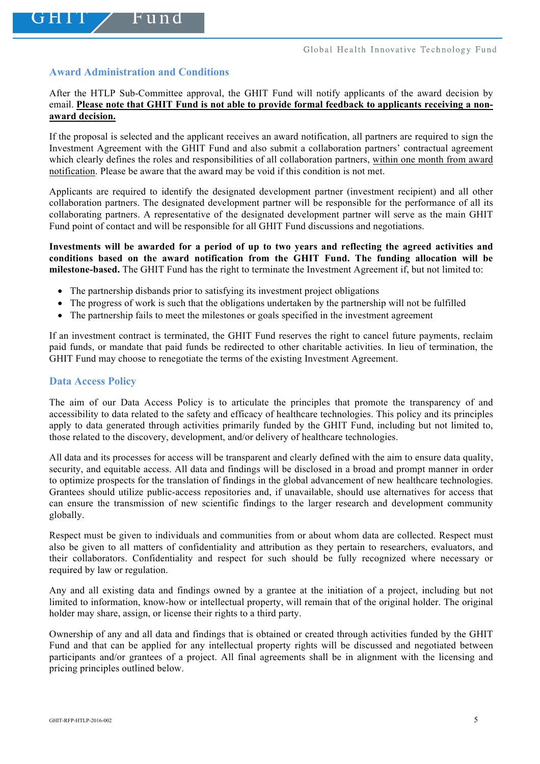## Award Administration and Conditions

After the HTLP Sub-Committee approval, the GHIT Fund will notify applicants of the award decision by email. **Please note that GHIT Fund is not able to provide formal feedback to applicants receiving a non-award decision.**

If the proposal is selected and the applicant receives an award notification, all partners are required to sign the Investment Agreement with the GHIT Fund and also submit a collaboration partners' contractual agreement which clearly defines the roles and responsibilities of all collaboration partners, within one month from award notification. Please be aware that the award may be void if this condition is not met.

Applicants are required to identify the designated development partner (investment recipient) and all other collaboration partners. The designated development partner will be responsible for the performance of all its collaborating partners. A representative of the designated development partner will serve as the main GHIT Fund point of contact and will be responsible for all GHIT Fund discussions and negotiations.

**Investments will be awarded for a period of up to two years and reflecting the agreed activities and conditions based on the award notification from the GHIT Fund. The funding allocation will be milestone-based.** The GHIT Fund has the right to terminate the Investment Agreement if, but not limited to:

- The partnership disbands prior to satisfying its investment project obligations
- The progress of work is such that the obligations undertaken by the partnership will not be fulfilled
- The partnership fails to meet the milestones or goals specified in the investment agreement

If an investment contract is terminated, the GHIT Fund reserves the right to cancel future payments, reclaim paid funds, or mandate that paid funds be redirected to other charitable activities. In lieu of termination, the GHIT Fund may choose to renegotiate the terms of the existing Investment Agreement.

## Data Access Policy

The aim of our Data Access Policy is to articulate the principles that promote the transparency of and accessibility to data related to the safety and efficacy of healthcare technologies. This policy and its principles apply to data generated through activities primarily funded by the GHIT Fund, including but not limited to, those related to the discovery, development, and/or delivery of healthcare technologies.

All data and its processes for access will be transparent and clearly defined with the aim to ensure data quality, security, and equitable access. All data and findings will be disclosed in a broad and prompt manner in order to optimize prospects for the translation of findings in the global advancement of new healthcare technologies. Grantees should utilize public-access repositories and, if unavailable, should use alternatives for access that can ensure the transmission of new scientific findings to the larger research and development community globally.

Respect must be given to individuals and communities from or about whom data are collected. Respect must also be given to all matters of confidentiality and attribution as they pertain to researchers, evaluators, and their collaborators. Confidentiality and respect for such should be fully recognized where necessary or required by law or regulation.

Any and all existing data and findings owned by a grantee at the initiation of a project, including but not limited to information, know-how or intellectual property, will remain that of the original holder. The original holder may share, assign, or license their rights to a third party.

Ownership of any and all data and findings that is obtained or created through activities funded by the GHIT Fund and that can be applied for any intellectual property rights will be discussed and negotiated between participants and/or grantees of a project. All final agreements shall be in alignment with the licensing and pricing principles outlined below.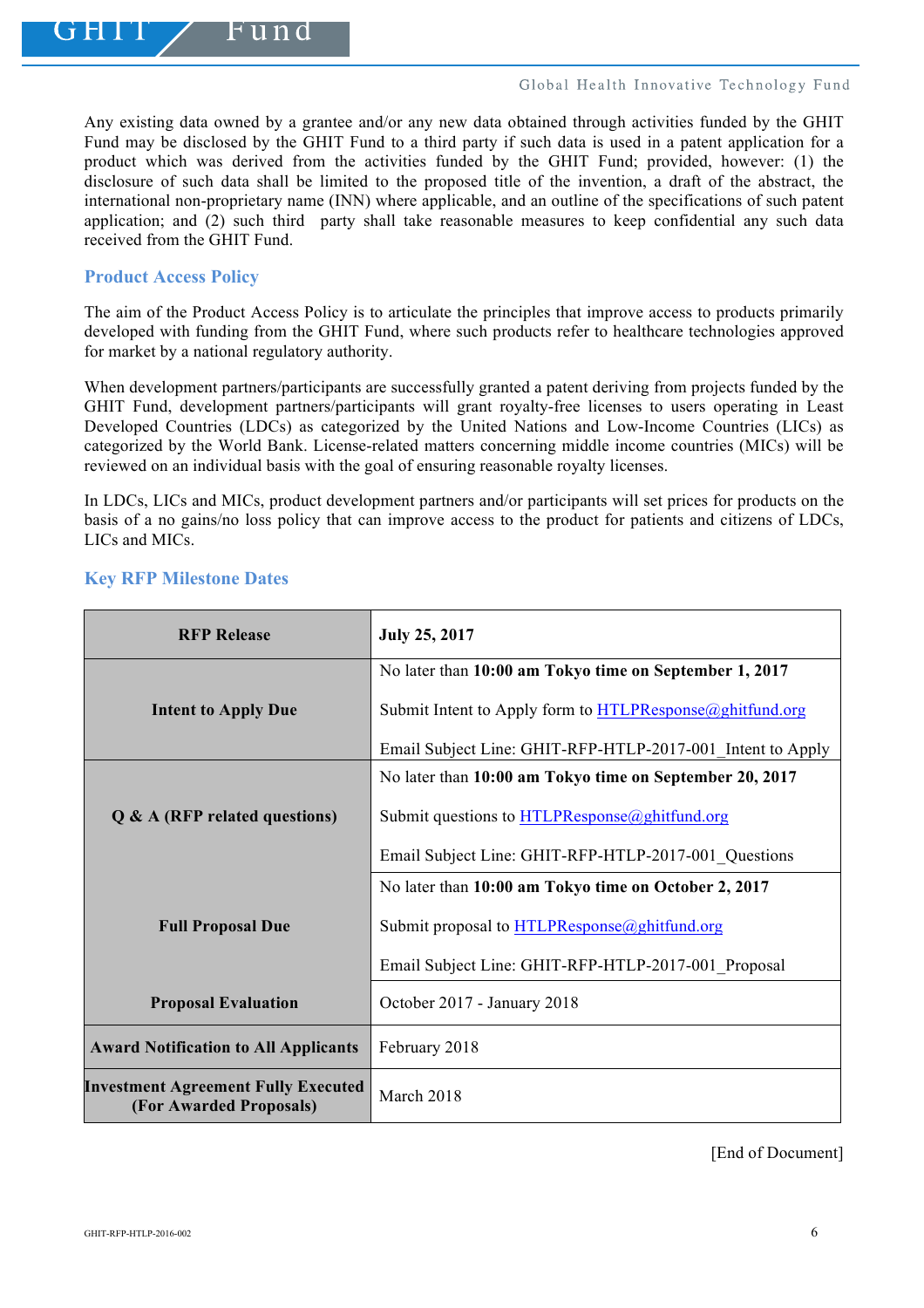Any existing data owned by a grantee and/or any new data obtained through activities funded by the GHIT Fund may be disclosed by the GHIT Fund to a third party if such data is used in a patent application for a product which was derived from the activities funded by the GHIT Fund; provided, however: (1) the disclosure of such data shall be limited to the proposed title of the invention, a draft of the abstract, the international non-proprietary name (INN) where applicable, and an outline of the specifications of such patent application; and (2) such third party shall take reasonable measures to keep confidential any such data received from the GHIT Fund.

## Product Access Policy

The aim of the Product Access Policy is to articulate the principles that improve access to products primarily developed with funding from the GHIT Fund, where such products refer to healthcare technologies approved for market by a national regulatory authority.

When development partners/participants are successfully granted a patent deriving from projects funded by the GHIT Fund, development partners/participants will grant royalty-free licenses to users operating in Least Developed Countries (LDCs) as categorized by the United Nations and Low-Income Countries (LICs) as categorized by the World Bank. License-related matters concerning middle income countries (MICs) will be reviewed on an individual basis with the goal of ensuring reasonable royalty licenses.

In LDCs, LICs and MICs, product development partners and/or participants will set prices for products on the basis of a no gains/no loss policy that can improve access to the product for patients and citizens of LDCs, LICs and MICs.

## Key RFP Milestone Dates

| | |
|---|---|
| **RFP Release** | **July 25, 2017** |
| **Intent to Apply Due** | No later than **10:00 am Tokyo time on September 1, 2017**<br><br>Submit Intent to Apply form to HTLPResponse@ghitfund.org<br><br>Email Subject Line: GHIT-RFP-HTLP-2017-001_Intent to Apply |
| **Q & A (RFP related questions)** | No later than **10:00 am Tokyo time on September 20, 2017**<br><br>Submit questions to HTLPResponse@ghitfund.org<br><br>Email Subject Line: GHIT-RFP-HTLP-2017-001_Questions |
| **Full Proposal Due** | No later than **10:00 am Tokyo time on October 2, 2017**<br><br>Submit proposal to HTLPResponse@ghitfund.org<br><br>Email Subject Line: GHIT-RFP-HTLP-2017-001_Proposal |
| **Proposal Evaluation** | October 2017 - January 2018 |
| **Award Notification to All Applicants** | February 2018 |
| **Investment Agreement Fully Executed (For Awarded Proposals)** | March 2018 |

[End of Document]